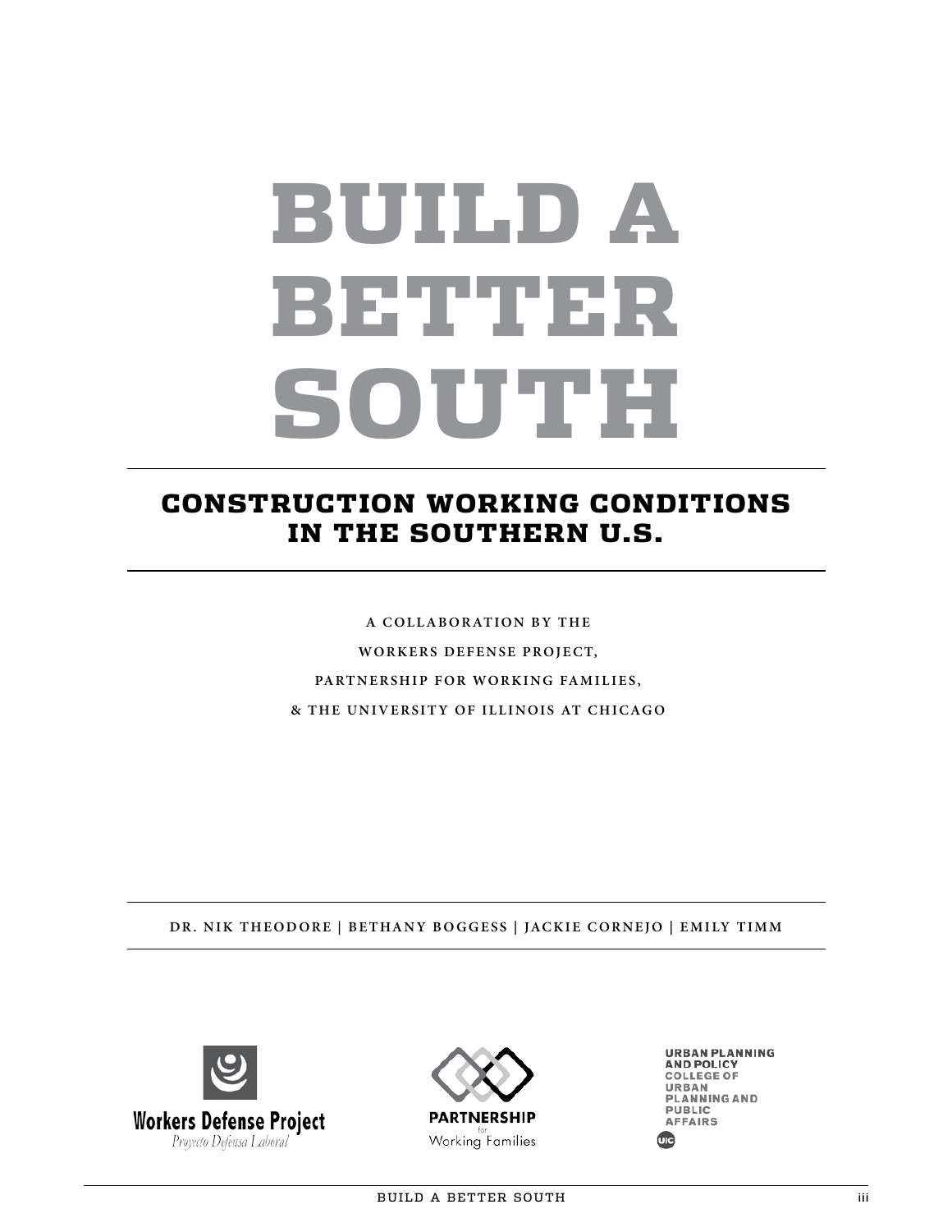# BUILD A BETTER SOUTH

## CONSTRUCTION WORKING CONDITIONS IN THE SOUTHERN U.S.

A COLLABORATION BY THE
WORKERS DEFENSE PROJECT,
PARTNERSHIP FOR WORKING FAMILIES,
& THE UNIVERSITY OF ILLINOIS AT CHICAGO

DR. NIK THEODORE | BETHANY BOGGESS | JACKIE CORNEJO | EMILY TIMM

Workers Defense Project
*Proyecto Defensa Laboral*

PARTNERSHIP for Working Families

URBAN PLANNING AND POLICY
COLLEGE OF URBAN PLANNING AND PUBLIC AFFAIRS
UIC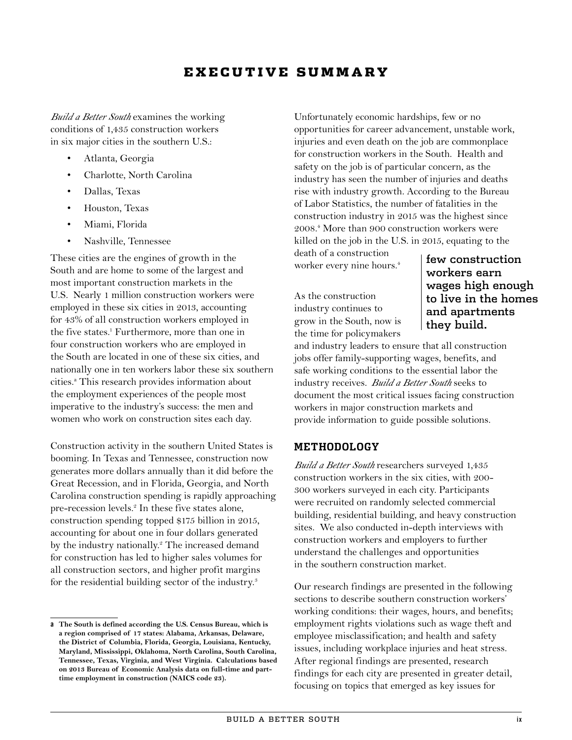# EXECUTIVE SUMMARY

*Build a Better South* examines the working conditions of 1,435 construction workers in six major cities in the southern U.S.:

- Atlanta, Georgia
- Charlotte, North Carolina
- Dallas, Texas
- Houston, Texas
- Miami, Florida
- Nashville, Tennessee

These cities are the engines of growth in the South and are home to some of the largest and most important construction markets in the U.S. Nearly 1 million construction workers were employed in these six cities in 2013, accounting for 43% of all construction workers employed in the five states.[1] Furthermore, more than one in four construction workers who are employed in the South are located in one of these six cities, and nationally one in ten workers labor these six southern cities.[a] This research provides information about the employment experiences of the people most imperative to the industry's success: the men and women who work on construction sites each day.

Construction activity in the southern United States is booming. In Texas and Tennessee, construction now generates more dollars annually than it did before the Great Recession, and in Florida, Georgia, and North Carolina construction spending is rapidly approaching pre-recession levels.[2] In these five states alone, construction spending topped $175 billion in 2015, accounting for about one in four dollars generated by the industry nationally.[2] The increased demand for construction has led to higher sales volumes for all construction sectors, and higher profit margins for the residential building sector of the industry.[3]

Unfortunately economic hardships, few or no opportunities for career advancement, unstable work, injuries and even death on the job are commonplace for construction workers in the South. Health and safety on the job is of particular concern, as the industry has seen the number of injuries and deaths rise with industry growth. According to the Bureau of Labor Statistics, the number of fatalities in the construction industry in 2015 was the highest since 2008.[4] More than 900 construction workers were killed on the job in the U.S. in 2015, equating to the death of a construction worker every nine hours.[4]

> **few construction workers earn wages high enough to live in the homes and apartments they build.**

As the construction industry continues to grow in the South, now is the time for policymakers and industry leaders to ensure that all construction jobs offer family-supporting wages, benefits, and safe working conditions to the essential labor the industry receives. *Build a Better South* seeks to document the most critical issues facing construction workers in major construction markets and provide information to guide possible solutions.

## METHODOLOGY

*Build a Better South* researchers surveyed 1,435 construction workers in the six cities, with 200-300 workers surveyed in each city. Participants were recruited on randomly selected commercial building, residential building, and heavy construction sites. We also conducted in-depth interviews with construction workers and employers to further understand the challenges and opportunities in the southern construction market.

Our research findings are presented in the following sections to describe southern construction workers' working conditions: their wages, hours, and benefits; employment rights violations such as wage theft and employee misclassification; and health and safety issues, including workplace injuries and heat stress. After regional findings are presented, research findings for each city are presented in greater detail, focusing on topics that emerged as key issues for

---

**a The South is defined according the U.S. Census Bureau, which is a region comprised of 17 states: Alabama, Arkansas, Delaware, the District of Columbia, Florida, Georgia, Louisiana, Kentucky, Maryland, Mississippi, Oklahoma, North Carolina, South Carolina, Tennessee, Texas, Virginia, and West Virginia. Calculations based on 2013 Bureau of Economic Analysis data on full-time and part-time employment in construction (NAICS code 23).**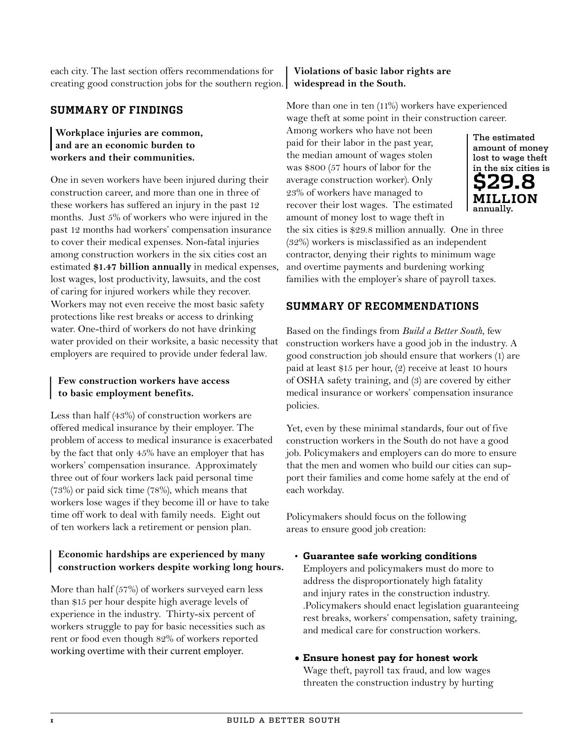each city. The last section offers recommendations for creating good construction jobs for the southern region.

## SUMMARY OF FINDINGS

### Workplace injuries are common, and are an economic burden to workers and their communities.

One in seven workers have been injured during their construction career, and more than one in three of these workers has suffered an injury in the past 12 months. Just 5% of workers who were injured in the past 12 months had workers' compensation insurance to cover their medical expenses. Non-fatal injuries among construction workers in the six cities cost an estimated **$1.47 billion annually** in medical expenses, lost wages, lost productivity, lawsuits, and the cost of caring for injured workers while they recover. Workers may not even receive the most basic safety protections like rest breaks or access to drinking water. One-third of workers do not have drinking water provided on their worksite, a basic necessity that employers are required to provide under federal law.

### Few construction workers have access to basic employment benefits.

Less than half (43%) of construction workers are offered medical insurance by their employer. The problem of access to medical insurance is exacerbated by the fact that only 45% have an employer that has workers' compensation insurance. Approximately three out of four workers lack paid personal time (73%) or paid sick time (78%), which means that workers lose wages if they become ill or have to take time off work to deal with family needs. Eight out of ten workers lack a retirement or pension plan.

### Economic hardships are experienced by many construction workers despite working long hours.

More than half (57%) of workers surveyed earn less than $15 per hour despite high average levels of experience in the industry. Thirty-six percent of workers struggle to pay for basic necessities such as rent or food even though 82% of workers reported working overtime with their current employer.

### Violations of basic labor rights are widespread in the South.

More than one in ten (11%) workers have experienced wage theft at some point in their construction career. Among workers who have not been paid for their labor in the past year, the median amount of wages stolen was $800 (57 hours of labor for the average construction worker). Only 23% of workers have managed to recover their lost wages. The estimated amount of money lost to wage theft in the six cities is $29.8 million annually. One in three (32%) workers is misclassified as an independent contractor, denying their rights to minimum wage and overtime payments and burdening working families with the employer's share of payroll taxes.

> **The estimated amount of money lost to wage theft in the six cities is $29.8 MILLION annually.**

## SUMMARY OF RECOMMENDATIONS

Based on the findings from *Build a Better South*, few construction workers have a good job in the industry. A good construction job should ensure that workers (1) are paid at least $15 per hour, (2) receive at least 10 hours of OSHA safety training, and (3) are covered by either medical insurance or workers' compensation insurance policies.

Yet, even by these minimal standards, four out of five construction workers in the South do not have a good job. Policymakers and employers can do more to ensure that the men and women who build our cities can support their families and come home safely at the end of each workday.

Policymakers should focus on the following areas to ensure good job creation:

- **Guarantee safe working conditions**
  Employers and policymakers must do more to address the disproportionately high fatality and injury rates in the construction industry. .Policymakers should enact legislation guaranteeing rest breaks, workers' compensation, safety training, and medical care for construction workers.

- **Ensure honest pay for honest work**
  Wage theft, payroll tax fraud, and low wages threaten the construction industry by hurting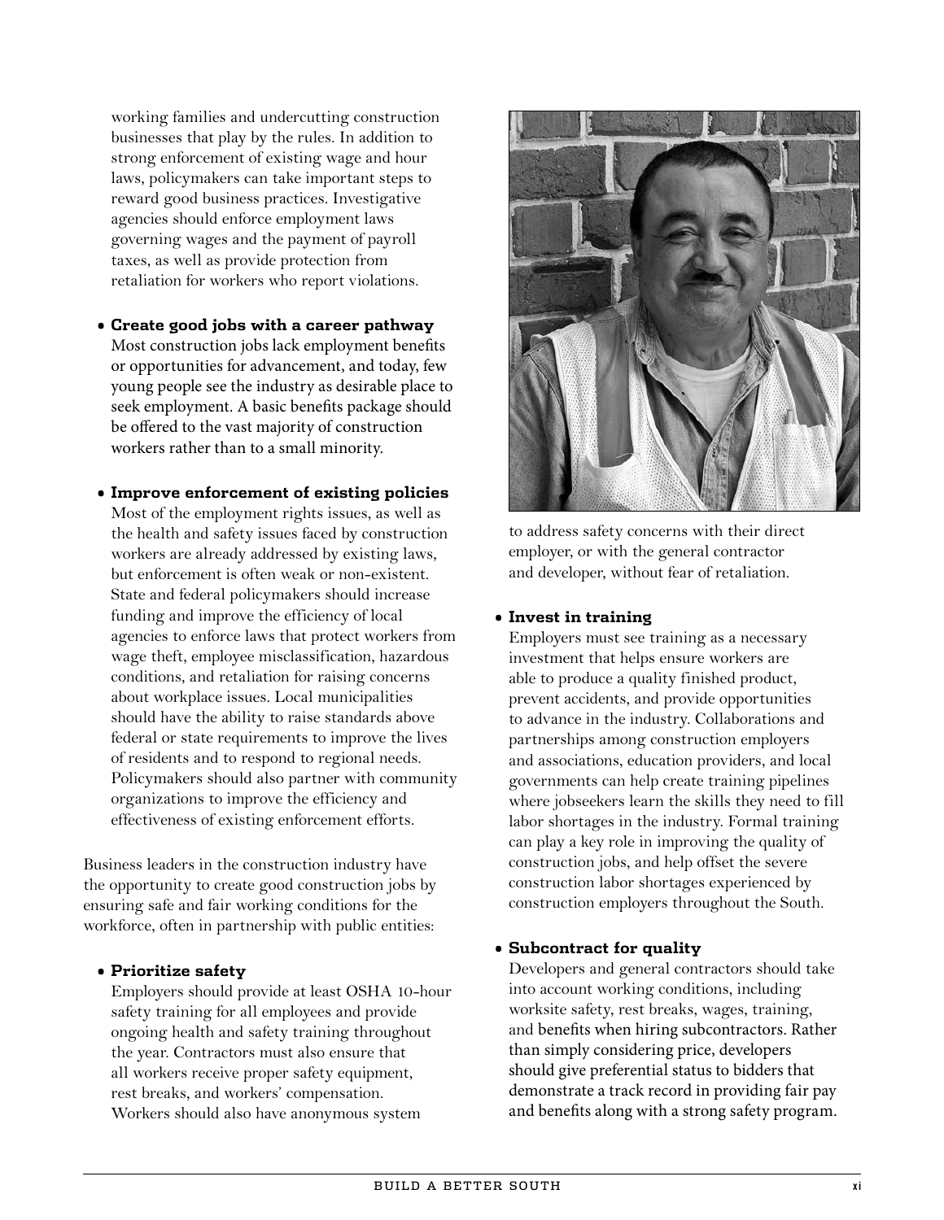working families and undercutting construction businesses that play by the rules. In addition to strong enforcement of existing wage and hour laws, policymakers can take important steps to reward good business practices. Investigative agencies should enforce employment laws governing wages and the payment of payroll taxes, as well as provide protection from retaliation for workers who report violations.

- **Create good jobs with a career pathway**
  Most construction jobs lack employment benefits or opportunities for advancement, and today, few young people see the industry as desirable place to seek employment. A basic benefits package should be offered to the vast majority of construction workers rather than to a small minority.

- **Improve enforcement of existing policies**
  Most of the employment rights issues, as well as the health and safety issues faced by construction workers are already addressed by existing laws, but enforcement is often weak or non-existent. State and federal policymakers should increase funding and improve the efficiency of local agencies to enforce laws that protect workers from wage theft, employee misclassification, hazardous conditions, and retaliation for raising concerns about workplace issues. Local municipalities should have the ability to raise standards above federal or state requirements to improve the lives of residents and to respond to regional needs. Policymakers should also partner with community organizations to improve the efficiency and effectiveness of existing enforcement efforts.

Business leaders in the construction industry have the opportunity to create good construction jobs by ensuring safe and fair working conditions for the workforce, often in partnership with public entities:

- **Prioritize safety**
  Employers should provide at least OSHA 10-hour safety training for all employees and provide ongoing health and safety training throughout the year. Contractors must also ensure that all workers receive proper safety equipment, rest breaks, and workers' compensation. Workers should also have anonymous system to address safety concerns with their direct employer, or with the general contractor and developer, without fear of retaliation.

- **Invest in training**
  Employers must see training as a necessary investment that helps ensure workers are able to produce a quality finished product, prevent accidents, and provide opportunities to advance in the industry. Collaborations and partnerships among construction employers and associations, education providers, and local governments can help create training pipelines where jobseekers learn the skills they need to fill labor shortages in the industry. Formal training can play a key role in improving the quality of construction jobs, and help offset the severe construction labor shortages experienced by construction employers throughout the South.

- **Subcontract for quality**
  Developers and general contractors should take into account working conditions, including worksite safety, rest breaks, wages, training, and benefits when hiring subcontractors. Rather than simply considering price, developers should give preferential status to bidders that demonstrate a track record in providing fair pay and benefits along with a strong safety program.